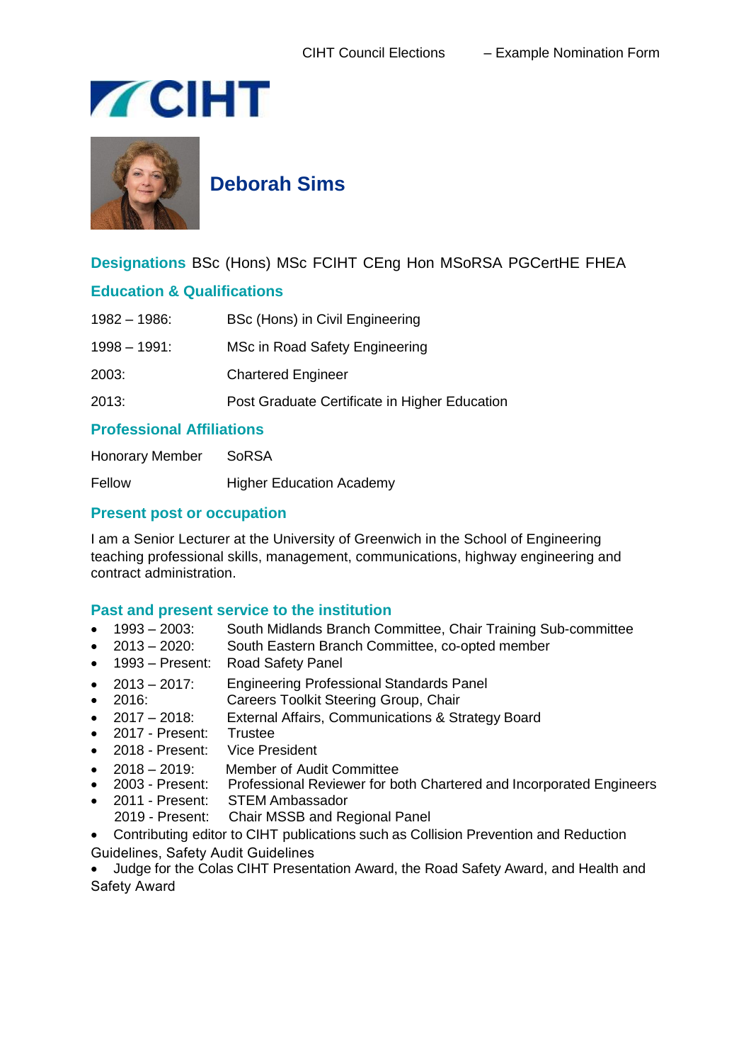# Deborah Sims

**Designations** BSc (Hons) MSc FCIHT CEng Hon MSoRSA PGCertHE FHEA

## Education & Qualifications

| | |
|---|---|
| 1982 – 1986: | BSc (Hons) in Civil Engineering |
| 1998 – 1991: | MSc in Road Safety Engineering |
| 2003: | Chartered Engineer |
| 2013: | Post Graduate Certificate in Higher Education |

## Professional Affiliations

| | |
|---|---|
| Honorary Member | SoRSA |
| Fellow | Higher Education Academy |

## Present post or occupation

I am a Senior Lecturer at the University of Greenwich in the School of Engineering teaching professional skills, management, communications, highway engineering and contract administration.

## Past and present service to the institution

- 1993 – 2003: South Midlands Branch Committee, Chair Training Sub-committee
- 2013 – 2020: South Eastern Branch Committee, co-opted member
- 1993 – Present: Road Safety Panel
- 2013 – 2017: Engineering Professional Standards Panel
- 2016: Careers Toolkit Steering Group, Chair
- 2017 – 2018: External Affairs, Communications & Strategy Board
- 2017 - Present: Trustee
- 2018 - Present: Vice President
- 2018 – 2019: Member of Audit Committee
- 2003 - Present: Professional Reviewer for both Chartered and Incorporated Engineers
- 2011 - Present: STEM Ambassador
  2019 - Present: Chair MSSB and Regional Panel
- Contributing editor to CIHT publications such as Collision Prevention and Reduction Guidelines, Safety Audit Guidelines
- Judge for the Colas CIHT Presentation Award, the Road Safety Award, and Health and Safety Award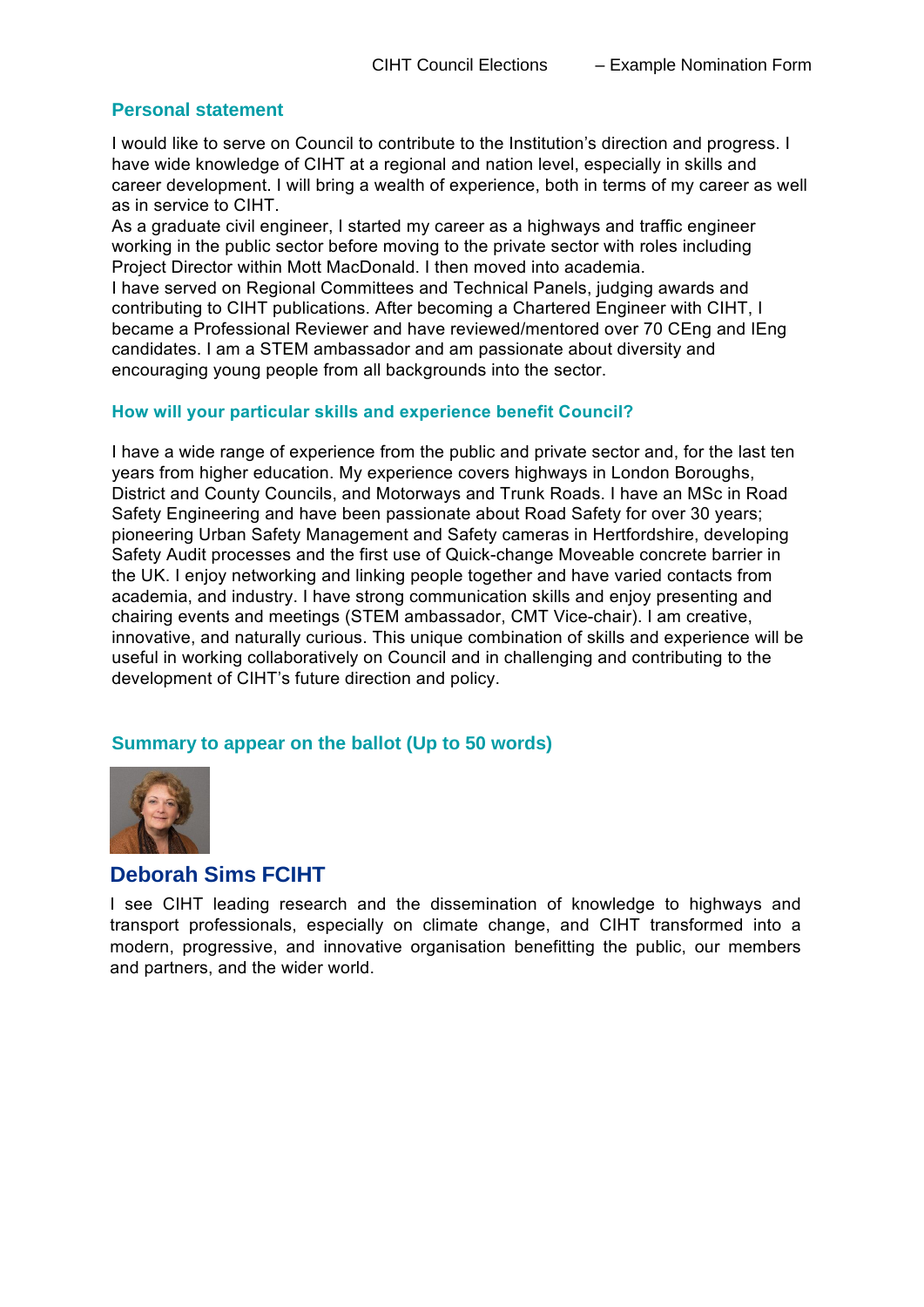## Personal statement

I would like to serve on Council to contribute to the Institution's direction and progress. I have wide knowledge of CIHT at a regional and nation level, especially in skills and career development. I will bring a wealth of experience, both in terms of my career as well as in service to CIHT.

As a graduate civil engineer, I started my career as a highways and traffic engineer working in the public sector before moving to the private sector with roles including Project Director within Mott MacDonald. I then moved into academia.

I have served on Regional Committees and Technical Panels, judging awards and contributing to CIHT publications. After becoming a Chartered Engineer with CIHT, I became a Professional Reviewer and have reviewed/mentored over 70 CEng and IEng candidates. I am a STEM ambassador and am passionate about diversity and encouraging young people from all backgrounds into the sector.

### How will your particular skills and experience benefit Council?

I have a wide range of experience from the public and private sector and, for the last ten years from higher education. My experience covers highways in London Boroughs, District and County Councils, and Motorways and Trunk Roads. I have an MSc in Road Safety Engineering and have been passionate about Road Safety for over 30 years; pioneering Urban Safety Management and Safety cameras in Hertfordshire, developing Safety Audit processes and the first use of Quick-change Moveable concrete barrier in the UK. I enjoy networking and linking people together and have varied contacts from academia, and industry. I have strong communication skills and enjoy presenting and chairing events and meetings (STEM ambassador, CMT Vice-chair). I am creative, innovative, and naturally curious. This unique combination of skills and experience will be useful in working collaboratively on Council and in challenging and contributing to the development of CIHT's future direction and policy.

## Summary to appear on the ballot (Up to 50 words)

## Deborah Sims FCIHT

I see CIHT leading research and the dissemination of knowledge to highways and transport professionals, especially on climate change, and CIHT transformed into a modern, progressive, and innovative organisation benefitting the public, our members and partners, and the wider world.